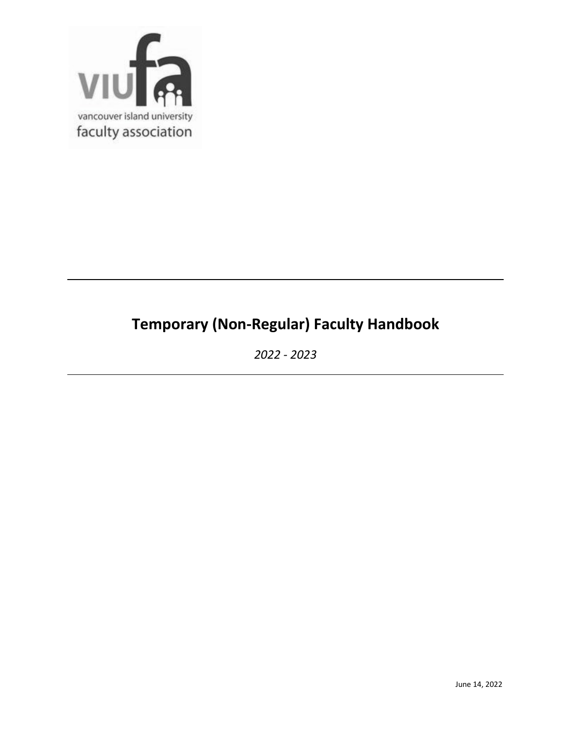viu fa

vancouver island university faculty association

---

# Temporary (Non-Regular) Faculty Handbook

*2022 - 2023*

---

June 14, 2022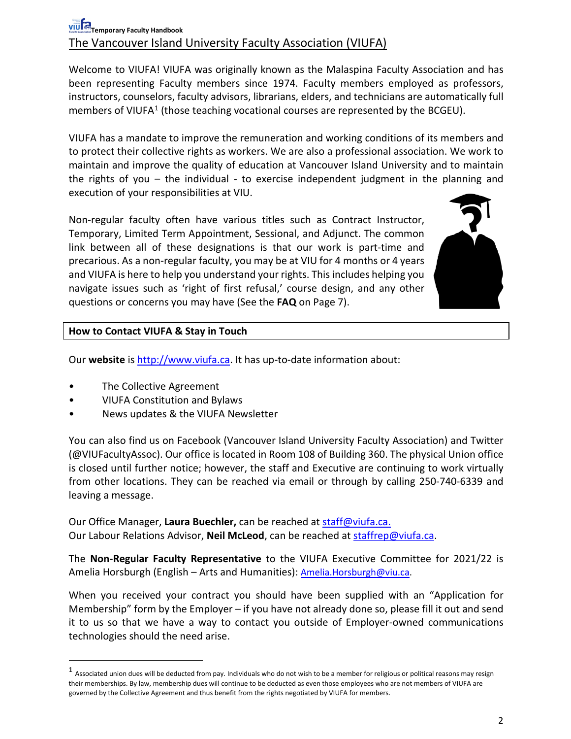# The Vancouver Island University Faculty Association (VIUFA)

Welcome to VIUFA! VIUFA was originally known as the Malaspina Faculty Association and has been representing Faculty members since 1974. Faculty members employed as professors, instructors, counselors, faculty advisors, librarians, elders, and technicians are automatically full members of VIUFA[1] (those teaching vocational courses are represented by the BCGEU).

VIUFA has a mandate to improve the remuneration and working conditions of its members and to protect their collective rights as workers. We are also a professional association. We work to maintain and improve the quality of education at Vancouver Island University and to maintain the rights of you – the individual - to exercise independent judgment in the planning and execution of your responsibilities at VIU.

Non-regular faculty often have various titles such as Contract Instructor, Temporary, Limited Term Appointment, Sessional, and Adjunct. The common link between all of these designations is that our work is part-time and precarious. As a non-regular faculty, you may be at VIU for 4 months or 4 years and VIUFA is here to help you understand your rights. This includes helping you navigate issues such as 'right of first refusal,' course design, and any other questions or concerns you may have (See the **FAQ** on Page 7).

## How to Contact VIUFA & Stay in Touch

Our **website** is http://www.viufa.ca. It has up-to-date information about:

- The Collective Agreement
- VIUFA Constitution and Bylaws
- News updates & the VIUFA Newsletter

You can also find us on Facebook (Vancouver Island University Faculty Association) and Twitter (@VIUFacultyAssoc). Our office is located in Room 108 of Building 360. The physical Union office is closed until further notice; however, the staff and Executive are continuing to work virtually from other locations. They can be reached via email or through by calling 250-740-6339 and leaving a message.

Our Office Manager, **Laura Buechler,** can be reached at staff@viufa.ca.
Our Labour Relations Advisor, **Neil McLeod**, can be reached at staffrep@viufa.ca.

The **Non-Regular Faculty Representative** to the VIUFA Executive Committee for 2021/22 is Amelia Horsburgh (English – Arts and Humanities): Amelia.Horsburgh@viu.ca.

When you received your contract you should have been supplied with an "Application for Membership" form by the Employer – if you have not already done so, please fill it out and send it to us so that we have a way to contact you outside of Employer-owned communications technologies should the need arise.

---

[1] Associated union dues will be deducted from pay. Individuals who do not wish to be a member for religious or political reasons may resign their memberships. By law, membership dues will continue to be deducted as even those employees who are not members of VIUFA are governed by the Collective Agreement and thus benefit from the rights negotiated by VIUFA for members.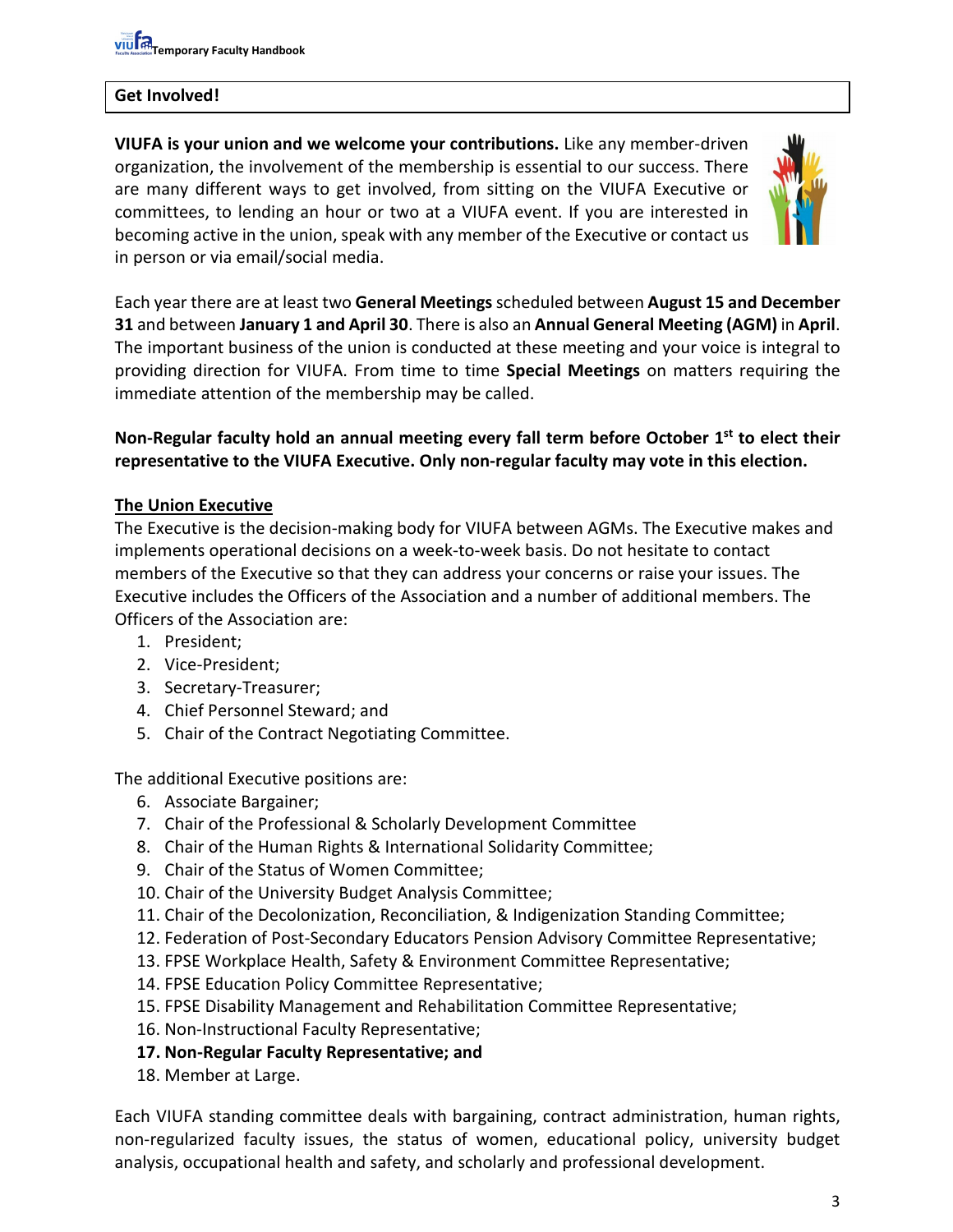## Get Involved!

**VIUFA is your union and we welcome your contributions.** Like any member-driven organization, the involvement of the membership is essential to our success. There are many different ways to get involved, from sitting on the VIUFA Executive or committees, to lending an hour or two at a VIUFA event. If you are interested in becoming active in the union, speak with any member of the Executive or contact us in person or via email/social media.

Each year there are at least two **General Meetings** scheduled between **August 15 and December 31** and between **January 1 and April 30**. There is also an **Annual General Meeting (AGM)** in **April**. The important business of the union is conducted at these meeting and your voice is integral to providing direction for VIUFA. From time to time **Special Meetings** on matters requiring the immediate attention of the membership may be called.

**Non-Regular faculty hold an annual meeting every fall term before October 1st to elect their representative to the VIUFA Executive. Only non-regular faculty may vote in this election.**

### The Union Executive

The Executive is the decision-making body for VIUFA between AGMs. The Executive makes and implements operational decisions on a week-to-week basis. Do not hesitate to contact members of the Executive so that they can address your concerns or raise your issues. The Executive includes the Officers of the Association and a number of additional members. The Officers of the Association are:

1. President;
2. Vice-President;
3. Secretary-Treasurer;
4. Chief Personnel Steward; and
5. Chair of the Contract Negotiating Committee.

The additional Executive positions are:

6. Associate Bargainer;
7. Chair of the Professional & Scholarly Development Committee
8. Chair of the Human Rights & International Solidarity Committee;
9. Chair of the Status of Women Committee;
10. Chair of the University Budget Analysis Committee;
11. Chair of the Decolonization, Reconciliation, & Indigenization Standing Committee;
12. Federation of Post-Secondary Educators Pension Advisory Committee Representative;
13. FPSE Workplace Health, Safety & Environment Committee Representative;
14. FPSE Education Policy Committee Representative;
15. FPSE Disability Management and Rehabilitation Committee Representative;
16. Non-Instructional Faculty Representative;
17. **Non-Regular Faculty Representative; and**
18. Member at Large.

Each VIUFA standing committee deals with bargaining, contract administration, human rights, non-regularized faculty issues, the status of women, educational policy, university budget analysis, occupational health and safety, and scholarly and professional development.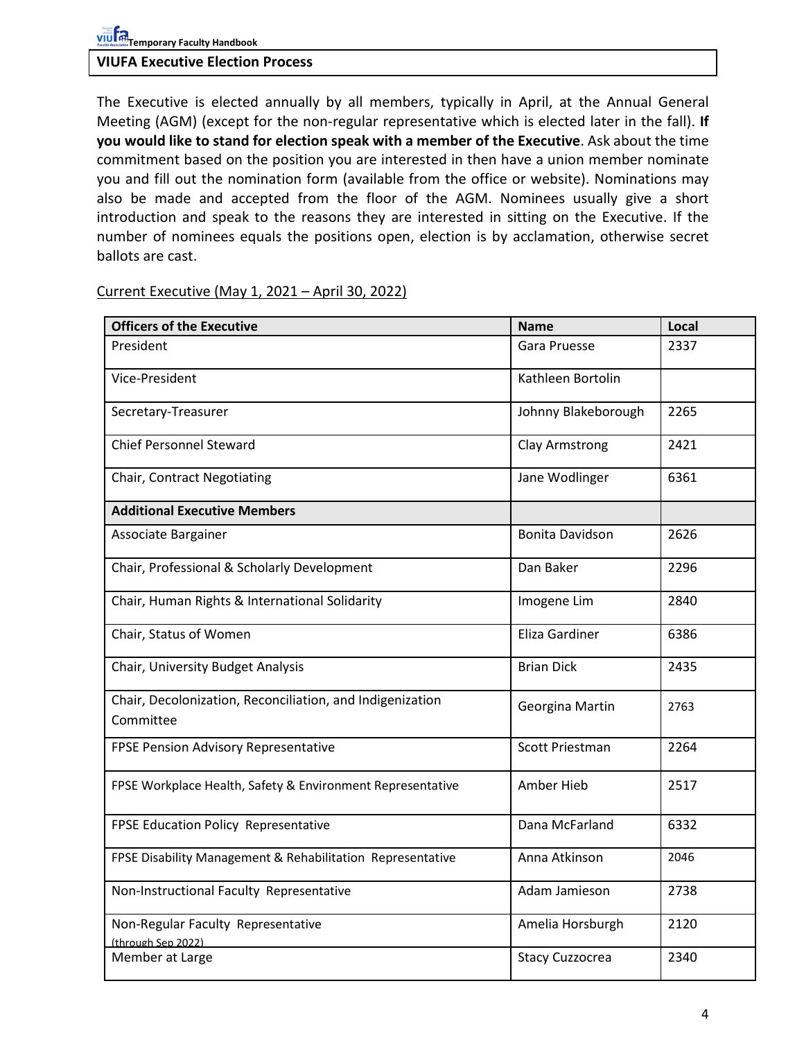## VIUFA Executive Election Process

The Executive is elected annually by all members, typically in April, at the Annual General Meeting (AGM) (except for the non-regular representative which is elected later in the fall). **If you would like to stand for election speak with a member of the Executive**. Ask about the time commitment based on the position you are interested in then have a union member nominate you and fill out the nomination form (available from the office or website). Nominations may also be made and accepted from the floor of the AGM. Nominees usually give a short introduction and speak to the reasons they are interested in sitting on the Executive. If the number of nominees equals the positions open, election is by acclamation, otherwise secret ballots are cast.

Current Executive (May 1, 2021 – April 30, 2022)

| Officers of the Executive | Name | Local |
|---|---|---|
| President | Gara Pruesse | 2337 |
| Vice-President | Kathleen Bortolin | |
| Secretary-Treasurer | Johnny Blakeborough | 2265 |
| Chief Personnel Steward | Clay Armstrong | 2421 |
| Chair, Contract Negotiating | Jane Wodlinger | 6361 |
| **Additional Executive Members** | | |
| Associate Bargainer | Bonita Davidson | 2626 |
| Chair, Professional & Scholarly Development | Dan Baker | 2296 |
| Chair, Human Rights & International Solidarity | Imogene Lim | 2840 |
| Chair, Status of Women | Eliza Gardiner | 6386 |
| Chair, University Budget Analysis | Brian Dick | 2435 |
| Chair, Decolonization, Reconciliation, and Indigenization Committee | Georgina Martin | 2763 |
| FPSE Pension Advisory Representative | Scott Priestman | 2264 |
| FPSE Workplace Health, Safety & Environment Representative | Amber Hieb | 2517 |
| FPSE Education Policy Representative | Dana McFarland | 6332 |
| FPSE Disability Management & Rehabilitation Representative | Anna Atkinson | 2046 |
| Non-Instructional Faculty Representative | Adam Jamieson | 2738 |
| Non-Regular Faculty Representative (through Sep 2022) | Amelia Horsburgh | 2120 |
| Member at Large | Stacy Cuzzocrea | 2340 |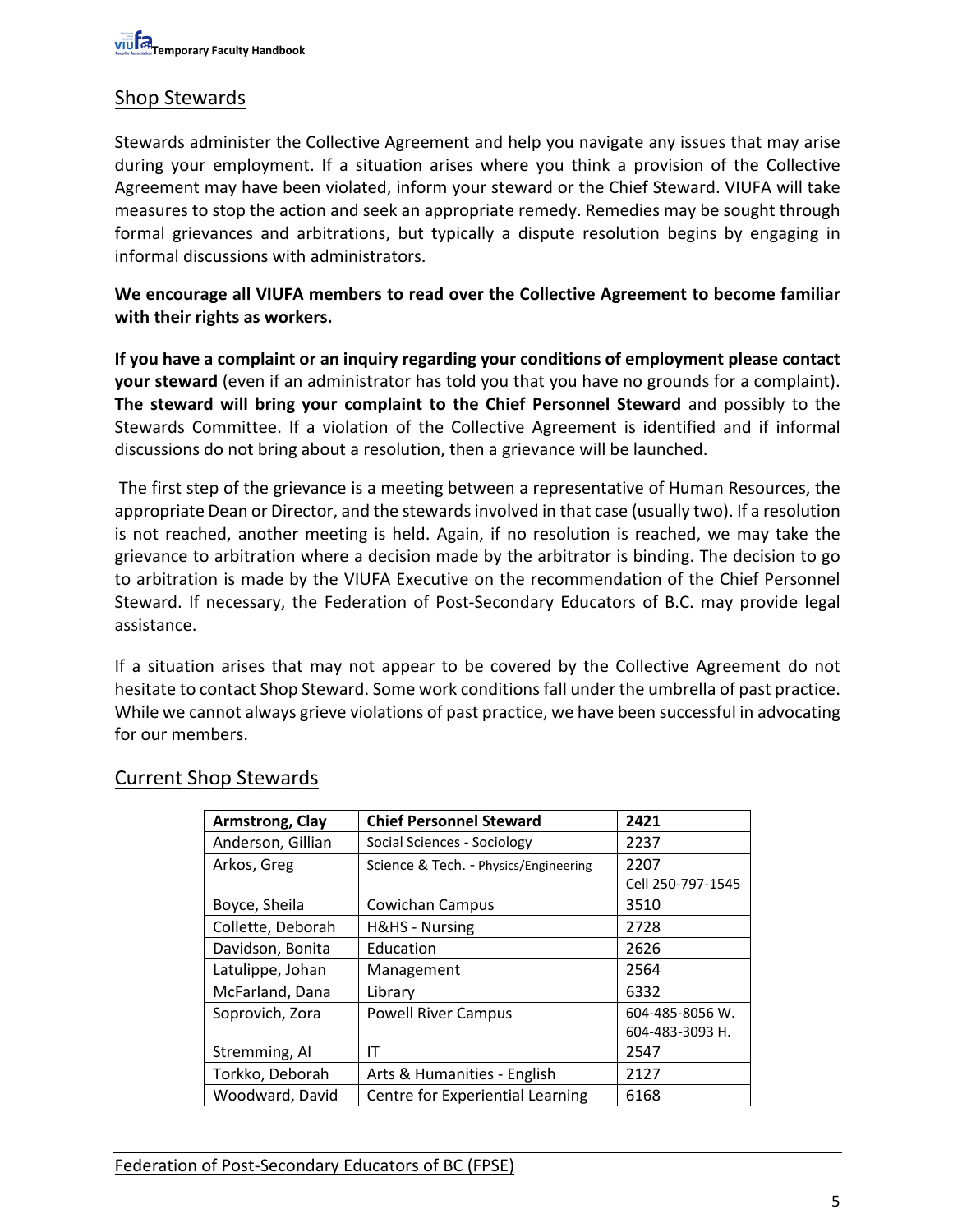## Shop Stewards

Stewards administer the Collective Agreement and help you navigate any issues that may arise during your employment. If a situation arises where you think a provision of the Collective Agreement may have been violated, inform your steward or the Chief Steward. VIUFA will take measures to stop the action and seek an appropriate remedy. Remedies may be sought through formal grievances and arbitrations, but typically a dispute resolution begins by engaging in informal discussions with administrators.

**We encourage all VIUFA members to read over the Collective Agreement to become familiar with their rights as workers.**

**If you have a complaint or an inquiry regarding your conditions of employment please contact your steward** (even if an administrator has told you that you have no grounds for a complaint). **The steward will bring your complaint to the Chief Personnel Steward** and possibly to the Stewards Committee. If a violation of the Collective Agreement is identified and if informal discussions do not bring about a resolution, then a grievance will be launched.

The first step of the grievance is a meeting between a representative of Human Resources, the appropriate Dean or Director, and the stewards involved in that case (usually two). If a resolution is not reached, another meeting is held. Again, if no resolution is reached, we may take the grievance to arbitration where a decision made by the arbitrator is binding. The decision to go to arbitration is made by the VIUFA Executive on the recommendation of the Chief Personnel Steward. If necessary, the Federation of Post-Secondary Educators of B.C. may provide legal assistance.

If a situation arises that may not appear to be covered by the Collective Agreement do not hesitate to contact Shop Steward. Some work conditions fall under the umbrella of past practice. While we cannot always grieve violations of past practice, we have been successful in advocating for our members.

## Current Shop Stewards

| **Armstrong, Clay** | **Chief Personnel Steward** | **2421** |
|---|---|---|
| Anderson, Gillian | Social Sciences - Sociology | 2237 |
| Arkos, Greg | Science & Tech. - Physics/Engineering | 2207<br>Cell 250-797-1545 |
| Boyce, Sheila | Cowichan Campus | 3510 |
| Collette, Deborah | H&HS - Nursing | 2728 |
| Davidson, Bonita | Education | 2626 |
| Latulippe, Johan | Management | 2564 |
| McFarland, Dana | Library | 6332 |
| Soprovich, Zora | Powell River Campus | 604-485-8056 W.<br>604-483-3093 H. |
| Stremming, Al | IT | 2547 |
| Torkko, Deborah | Arts & Humanities - English | 2127 |
| Woodward, David | Centre for Experiential Learning | 6168 |

## Federation of Post-Secondary Educators of BC (FPSE)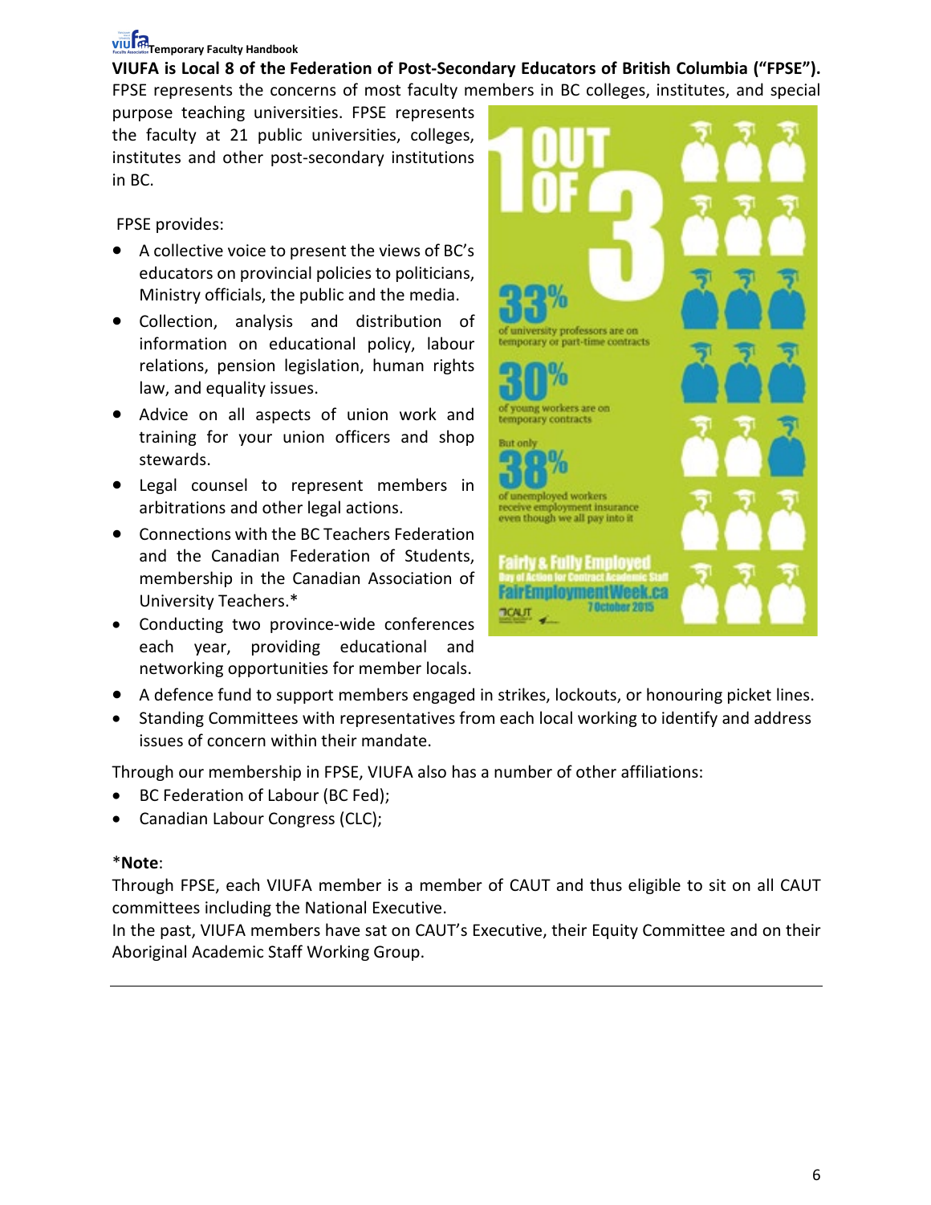**VIUFA is Local 8 of the Federation of Post-Secondary Educators of British Columbia ("FPSE").** FPSE represents the concerns of most faculty members in BC colleges, institutes, and special purpose teaching universities. FPSE represents the faculty at 21 public universities, colleges, institutes and other post-secondary institutions in BC.

FPSE provides:

- A collective voice to present the views of BC's educators on provincial policies to politicians, Ministry officials, the public and the media.
- Collection, analysis and distribution of information on educational policy, labour relations, pension legislation, human rights law, and equality issues.
- Advice on all aspects of union work and training for your union officers and shop stewards.
- Legal counsel to represent members in arbitrations and other legal actions.
- Connections with the BC Teachers Federation and the Canadian Federation of Students, membership in the Canadian Association of University Teachers.*
- Conducting two province-wide conferences each year, providing educational and networking opportunities for member locals.
- A defence fund to support members engaged in strikes, lockouts, or honouring picket lines.
- Standing Committees with representatives from each local working to identify and address issues of concern within their mandate.

Through our membership in FPSE, VIUFA also has a number of other affiliations:

- BC Federation of Labour (BC Fed);
- Canadian Labour Congress (CLC);

*__Note__:
Through FPSE, each VIUFA member is a member of CAUT and thus eligible to sit on all CAUT committees including the National Executive.
In the past, VIUFA members have sat on CAUT's Executive, their Equity Committee and on their Aboriginal Academic Staff Working Group.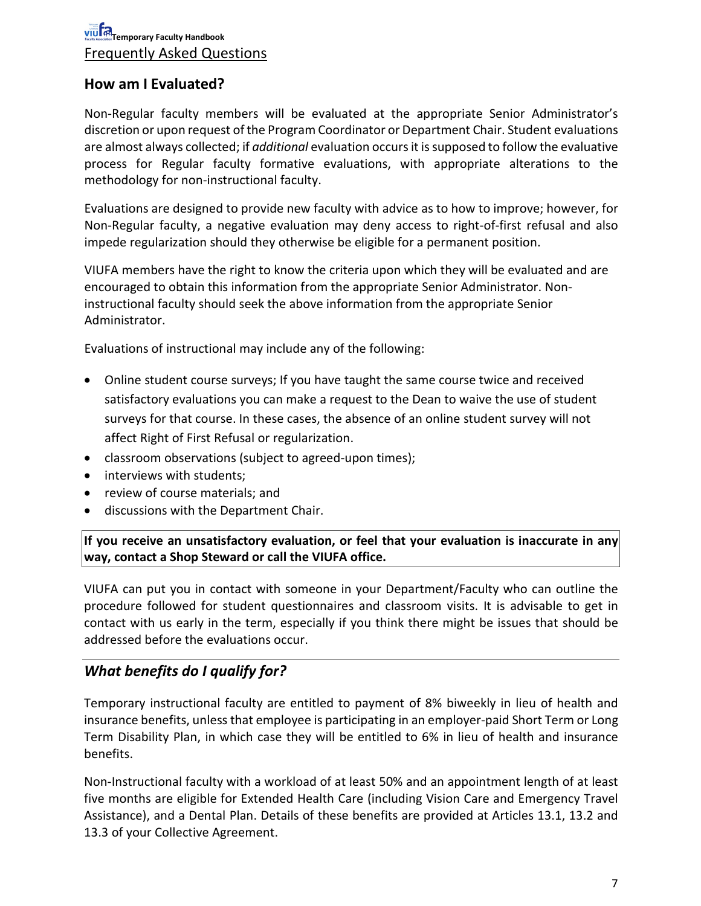## How am I Evaluated?

Non-Regular faculty members will be evaluated at the appropriate Senior Administrator's discretion or upon request of the Program Coordinator or Department Chair. Student evaluations are almost always collected; if *additional* evaluation occurs it is supposed to follow the evaluative process for Regular faculty formative evaluations, with appropriate alterations to the methodology for non-instructional faculty.

Evaluations are designed to provide new faculty with advice as to how to improve; however, for Non-Regular faculty, a negative evaluation may deny access to right-of-first refusal and also impede regularization should they otherwise be eligible for a permanent position.

VIUFA members have the right to know the criteria upon which they will be evaluated and are encouraged to obtain this information from the appropriate Senior Administrator. Non-instructional faculty should seek the above information from the appropriate Senior Administrator.

Evaluations of instructional may include any of the following:

- Online student course surveys; If you have taught the same course twice and received satisfactory evaluations you can make a request to the Dean to waive the use of student surveys for that course. In these cases, the absence of an online student survey will not affect Right of First Refusal or regularization.
- classroom observations (subject to agreed-upon times);
- interviews with students;
- review of course materials; and
- discussions with the Department Chair.

**If you receive an unsatisfactory evaluation, or feel that your evaluation is inaccurate in any way, contact a Shop Steward or call the VIUFA office.**

VIUFA can put you in contact with someone in your Department/Faculty who can outline the procedure followed for student questionnaires and classroom visits. It is advisable to get in contact with us early in the term, especially if you think there might be issues that should be addressed before the evaluations occur.

## *What benefits do I qualify for?*

Temporary instructional faculty are entitled to payment of 8% biweekly in lieu of health and insurance benefits, unless that employee is participating in an employer-paid Short Term or Long Term Disability Plan, in which case they will be entitled to 6% in lieu of health and insurance benefits.

Non-Instructional faculty with a workload of at least 50% and an appointment length of at least five months are eligible for Extended Health Care (including Vision Care and Emergency Travel Assistance), and a Dental Plan. Details of these benefits are provided at Articles 13.1, 13.2 and 13.3 of your Collective Agreement.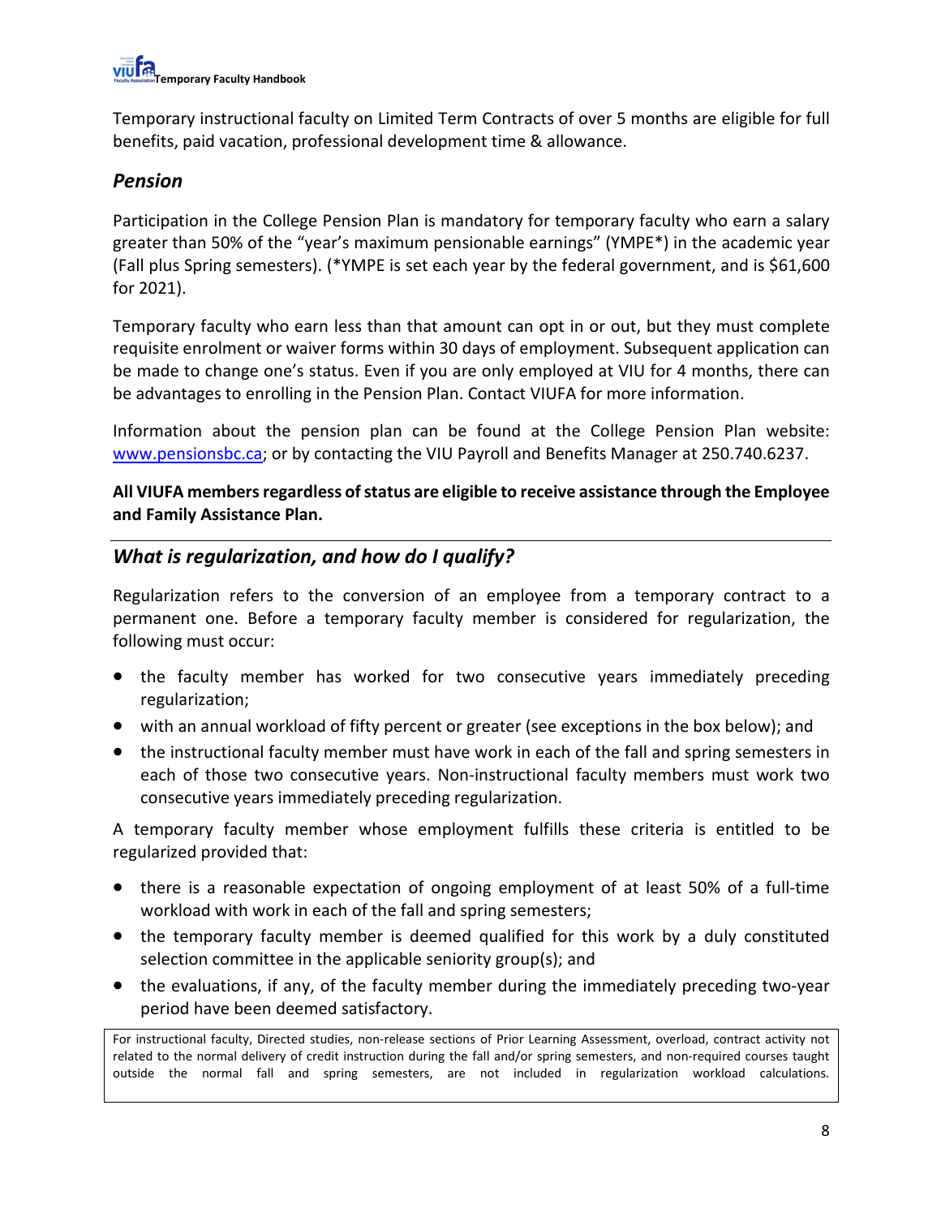Temporary instructional faculty on Limited Term Contracts of over 5 months are eligible for full benefits, paid vacation, professional development time & allowance.

### *Pension*

Participation in the College Pension Plan is mandatory for temporary faculty who earn a salary greater than 50% of the "year's maximum pensionable earnings" (YMPE*) in the academic year (Fall plus Spring semesters). (*YMPE is set each year by the federal government, and is $61,600 for 2021).

Temporary faculty who earn less than that amount can opt in or out, but they must complete requisite enrolment or waiver forms within 30 days of employment. Subsequent application can be made to change one's status. Even if you are only employed at VIU for 4 months, there can be advantages to enrolling in the Pension Plan. Contact VIUFA for more information.

Information about the pension plan can be found at the College Pension Plan website: [www.pensionsbc.ca](http://www.pensionsbc.ca); or by contacting the VIU Payroll and Benefits Manager at 250.740.6237.

**All VIUFA members regardless of status are eligible to receive assistance through the Employee and Family Assistance Plan.**

---

## *What is regularization, and how do I qualify?*

Regularization refers to the conversion of an employee from a temporary contract to a permanent one. Before a temporary faculty member is considered for regularization, the following must occur:

- the faculty member has worked for two consecutive years immediately preceding regularization;
- with an annual workload of fifty percent or greater (see exceptions in the box below); and
- the instructional faculty member must have work in each of the fall and spring semesters in each of those two consecutive years. Non-instructional faculty members must work two consecutive years immediately preceding regularization.

A temporary faculty member whose employment fulfills these criteria is entitled to be regularized provided that:

- there is a reasonable expectation of ongoing employment of at least 50% of a full-time workload with work in each of the fall and spring semesters;
- the temporary faculty member is deemed qualified for this work by a duly constituted selection committee in the applicable seniority group(s); and
- the evaluations, if any, of the faculty member during the immediately preceding two-year period have been deemed satisfactory.

> For instructional faculty, Directed studies, non-release sections of Prior Learning Assessment, overload, contract activity not related to the normal delivery of credit instruction during the fall and/or spring semesters, and non-required courses taught outside the normal fall and spring semesters, are not included in regularization workload calculations.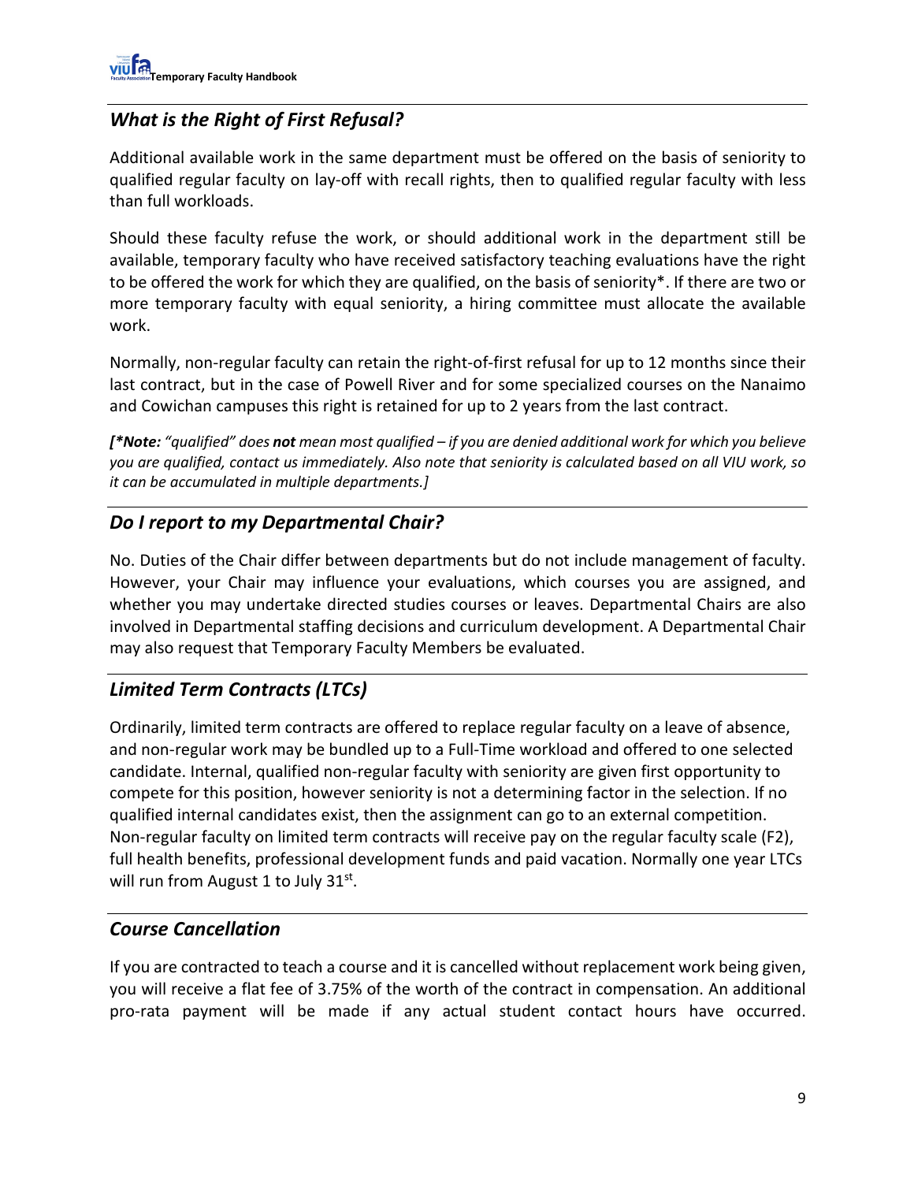## *What is the Right of First Refusal?*

Additional available work in the same department must be offered on the basis of seniority to qualified regular faculty on lay-off with recall rights, then to qualified regular faculty with less than full workloads.

Should these faculty refuse the work, or should additional work in the department still be available, temporary faculty who have received satisfactory teaching evaluations have the right to be offered the work for which they are qualified, on the basis of seniority*. If there are two or more temporary faculty with equal seniority, a hiring committee must allocate the available work.

Normally, non-regular faculty can retain the right-of-first refusal for up to 12 months since their last contract, but in the case of Powell River and for some specialized courses on the Nanaimo and Cowichan campuses this right is retained for up to 2 years from the last contract.

***[*Note:** *"qualified" does* ***not*** *mean most qualified – if you are denied additional work for which you believe you are qualified, contact us immediately. Also note that seniority is calculated based on all VIU work, so it can be accumulated in multiple departments.]*

## *Do I report to my Departmental Chair?*

No. Duties of the Chair differ between departments but do not include management of faculty. However, your Chair may influence your evaluations, which courses you are assigned, and whether you may undertake directed studies courses or leaves. Departmental Chairs are also involved in Departmental staffing decisions and curriculum development. A Departmental Chair may also request that Temporary Faculty Members be evaluated.

## *Limited Term Contracts (LTCs)*

Ordinarily, limited term contracts are offered to replace regular faculty on a leave of absence, and non-regular work may be bundled up to a Full-Time workload and offered to one selected candidate. Internal, qualified non-regular faculty with seniority are given first opportunity to compete for this position, however seniority is not a determining factor in the selection. If no qualified internal candidates exist, then the assignment can go to an external competition. Non-regular faculty on limited term contracts will receive pay on the regular faculty scale (F2), full health benefits, professional development funds and paid vacation. Normally one year LTCs will run from August 1 to July 31st.

## *Course Cancellation*

If you are contracted to teach a course and it is cancelled without replacement work being given, you will receive a flat fee of 3.75% of the worth of the contract in compensation. An additional pro-rata payment will be made if any actual student contact hours have occurred.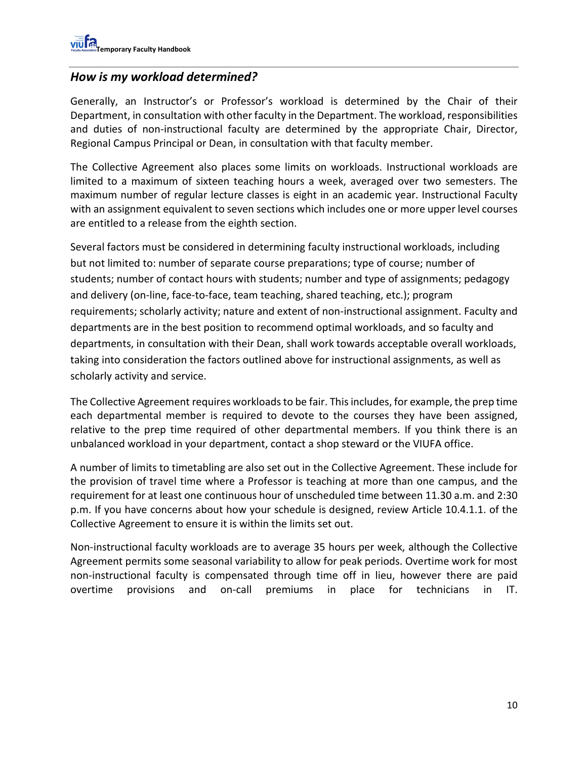## *How is my workload determined?*

Generally, an Instructor's or Professor's workload is determined by the Chair of their Department, in consultation with other faculty in the Department. The workload, responsibilities and duties of non-instructional faculty are determined by the appropriate Chair, Director, Regional Campus Principal or Dean, in consultation with that faculty member.

The Collective Agreement also places some limits on workloads. Instructional workloads are limited to a maximum of sixteen teaching hours a week, averaged over two semesters. The maximum number of regular lecture classes is eight in an academic year. Instructional Faculty with an assignment equivalent to seven sections which includes one or more upper level courses are entitled to a release from the eighth section.

Several factors must be considered in determining faculty instructional workloads, including but not limited to: number of separate course preparations; type of course; number of students; number of contact hours with students; number and type of assignments; pedagogy and delivery (on-line, face-to-face, team teaching, shared teaching, etc.); program requirements; scholarly activity; nature and extent of non-instructional assignment. Faculty and departments are in the best position to recommend optimal workloads, and so faculty and departments, in consultation with their Dean, shall work towards acceptable overall workloads, taking into consideration the factors outlined above for instructional assignments, as well as scholarly activity and service.

The Collective Agreement requires workloads to be fair. This includes, for example, the prep time each departmental member is required to devote to the courses they have been assigned, relative to the prep time required of other departmental members. If you think there is an unbalanced workload in your department, contact a shop steward or the VIUFA office.

A number of limits to timetabling are also set out in the Collective Agreement. These include for the provision of travel time where a Professor is teaching at more than one campus, and the requirement for at least one continuous hour of unscheduled time between 11.30 a.m. and 2:30 p.m. If you have concerns about how your schedule is designed, review Article 10.4.1.1. of the Collective Agreement to ensure it is within the limits set out.

Non-instructional faculty workloads are to average 35 hours per week, although the Collective Agreement permits some seasonal variability to allow for peak periods. Overtime work for most non-instructional faculty is compensated through time off in lieu, however there are paid overtime provisions and on-call premiums in place for technicians in IT.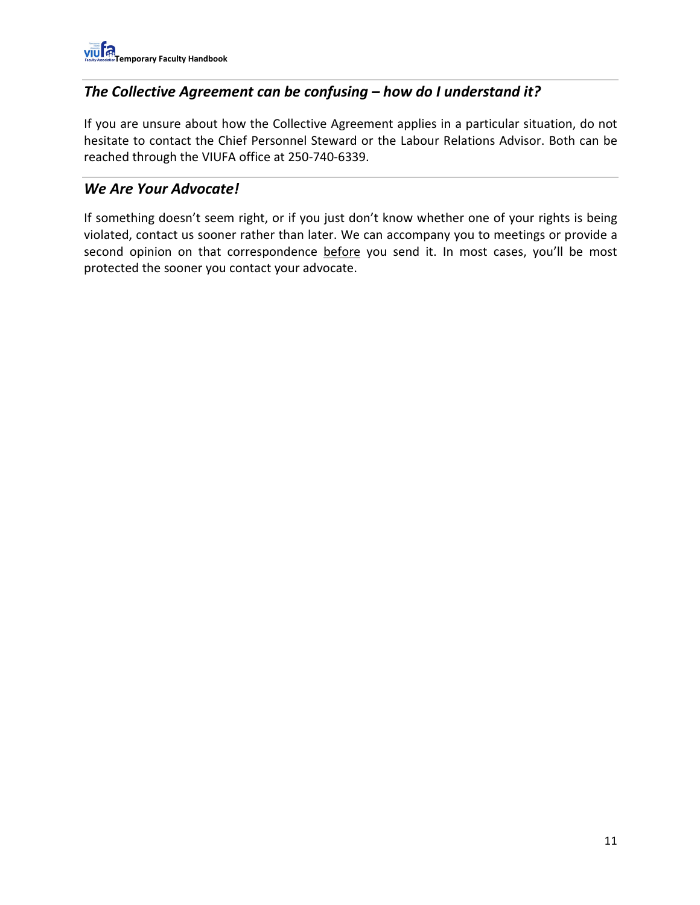## *The Collective Agreement can be confusing – how do I understand it?*

If you are unsure about how the Collective Agreement applies in a particular situation, do not hesitate to contact the Chief Personnel Steward or the Labour Relations Advisor. Both can be reached through the VIUFA office at 250-740-6339.

## *We Are Your Advocate!*

If something doesn't seem right, or if you just don't know whether one of your rights is being violated, contact us sooner rather than later. We can accompany you to meetings or provide a second opinion on that correspondence <u>before</u> you send it. In most cases, you'll be most protected the sooner you contact your advocate.